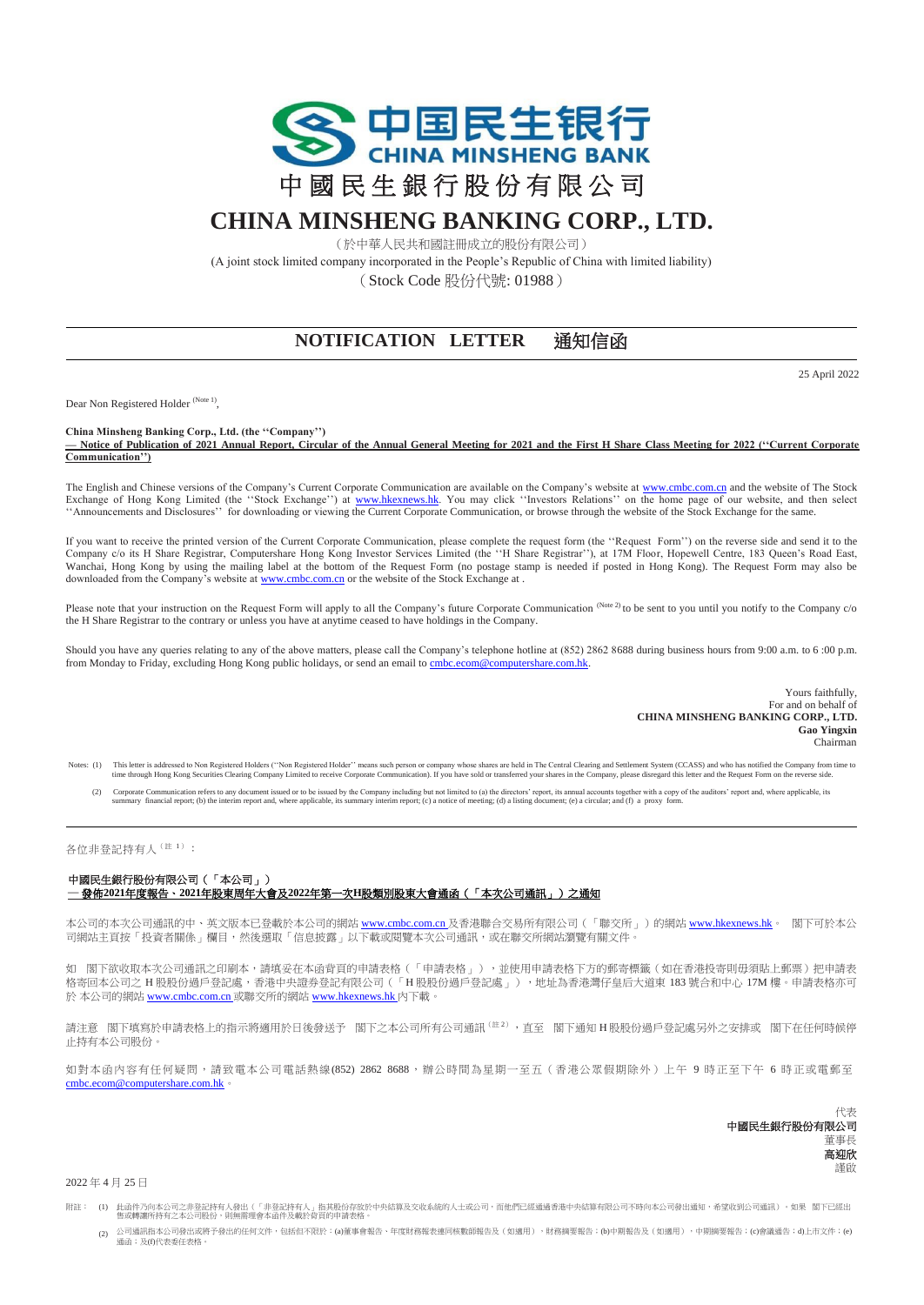中国民生银行
CHINA MINSHENG BANK

# 中國民生銀行股份有限公司

# CHINA MINSHENG BANKING CORP., LTD.

（於中華人民共和國註冊成立的股份有限公司）

(A joint stock limited company incorporated in the People's Republic of China with limited liability)

（Stock Code 股份代號: 01988）

## NOTIFICATION LETTER 通知信函

25 April 2022

Dear Non Registered Holder (Note 1),

**China Minsheng Banking Corp., Ltd. (the ''Company'')**
**— Notice of Publication of 2021 Annual Report, Circular of the Annual General Meeting for 2021 and the First H Share Class Meeting for 2022 (''Current Corporate Communication'')**

The English and Chinese versions of the Company's Current Corporate Communication are available on the Company's website at www.cmbc.com.cn and the website of The Stock Exchange of Hong Kong Limited (the ''Stock Exchange'') at www.hkexnews.hk. You may click ''Investors Relations'' on the home page of our website, and then select ''Announcements and Disclosures'' for downloading or viewing the Current Corporate Communication, or browse through the website of the Stock Exchange for the same.

If you want to receive the printed version of the Current Corporate Communication, please complete the request form (the ''Request Form'') on the reverse side and send it to the Company c/o its H Share Registrar, Computershare Hong Kong Investor Services Limited (the ''H Share Registrar''), at 17M Floor, Hopewell Centre, 183 Queen's Road East, Wanchai, Hong Kong by using the mailing label at the bottom of the Request Form (no postage stamp is needed if posted in Hong Kong). The Request Form may also be downloaded from the Company's website at www.cmbc.com.cn or the website of the Stock Exchange at .

Please note that your instruction on the Request Form will apply to all the Company's future Corporate Communication (Note 2) to be sent to you until you notify to the Company c/o the H Share Registrar to the contrary or unless you have at anytime ceased to have holdings in the Company.

Should you have any queries relating to any of the above matters, please call the Company's telephone hotline at (852) 2862 8688 during business hours from 9:00 a.m. to 6 :00 p.m. from Monday to Friday, excluding Hong Kong public holidays, or send an email to cmbc.ecom@computershare.com.hk.

Yours faithfully,
For and on behalf of
**CHINA MINSHENG BANKING CORP., LTD.**
**Gao Yingxin**
Chairman

Notes: (1) This letter is addressed to Non Registered Holders (''Non Registered Holder'' means such person or company whose shares are held in The Central Clearing and Settlement System (CCASS) and who has notified the Company from time to time through Hong Kong Securities Clearing Company Limited to receive Corporate Communication). If you have sold or transferred your shares in the Company, please disregard this letter and the Request Form on the reverse side.

(2) Corporate Communication refers to any document issued or to be issued by the Company including but not limited to (a) the directors' report, its annual accounts together with a copy of the auditors' report and, where applicable, its summary financial report; (b) the interim report and, where applicable, its summary interim report; (c) a notice of meeting; (d) a listing document; (e) a circular; and (f) a proxy form.

---

各位非登記持有人（註 1）：

**中國民生銀行股份有限公司（「本公司」）**
**— 發佈2021年度報告、2021年股東周年大會及2022年第一次H股類別股東大會通函（「本次公司通訊」）之通知**

本公司的本次公司通訊的中、英文版本已登載於本公司的網站 www.cmbc.com.cn 及香港聯合交易所有限公司（「聯交所」）的網站 www.hkexnews.hk。 閣下可於本公司網站主頁按「投資者關係」欄目，然後選取「信息披露」以下載或閱覽本次公司通訊，或在聯交所網站瀏覽有關文件。

如 閣下欲收取本次公司通訊之印刷本，請填妥在本函背頁的申請表格（「申請表格」），並使用申請表格下方的郵寄標籤（如在香港投寄則毋須貼上郵票）把申請表格寄回本公司之 H 股股份過戶登記處，香港中央證券登記有限公司（「H 股股份過戶登記處」），地址為香港灣仔皇后大道東 183 號合和中心 17M 樓。申請表格亦可於 本公司的網站 www.cmbc.com.cn 或聯交所的網站 www.hkexnews.hk 內下載。

請注意 閣下填寫於申請表格上的指示將適用於日後發送予 閣下之本公司所有公司通訊（註 2），直至 閣下通知 H 股股份過戶登記處另外之安排或 閣下在任何時候停止持有本公司股份。

如對本函內容有任何疑問，請致電本公司電話熱線(852) 2862 8688，辦公時間為星期一至五（香港公眾假期除外）上午 9 時正至下午 6 時正或電郵至 cmbc.ecom@computershare.com.hk。

代表
**中國民生銀行股份有限公司**
董事長
**高迎欣**
謹啟

2022 年 4 月 25 日

附註： (1) 此函件乃向本公司之非登記持有人發出（「非登記持有人」指其股份存放於中央結算及交收系統的人士或公司，而他們已經通過香港中央結算有限公司不時向本公司發出通知，希望收到公司通訊）。如果 閣下已經出售或轉讓所持有之本公司股份，則無需理會本函件及載於背頁的申請表格。

(2) 公司通訊指本公司發出或將予發出的任何文件，包括但不限於：(a)董事會報告、年度財務報表連同核數師報告及（如適用）財務摘要報告；(b)中期報告及（如適用）中期摘要報告；(c)會議通告；d)上市文件；(e)通函；及(f)代表委任表格。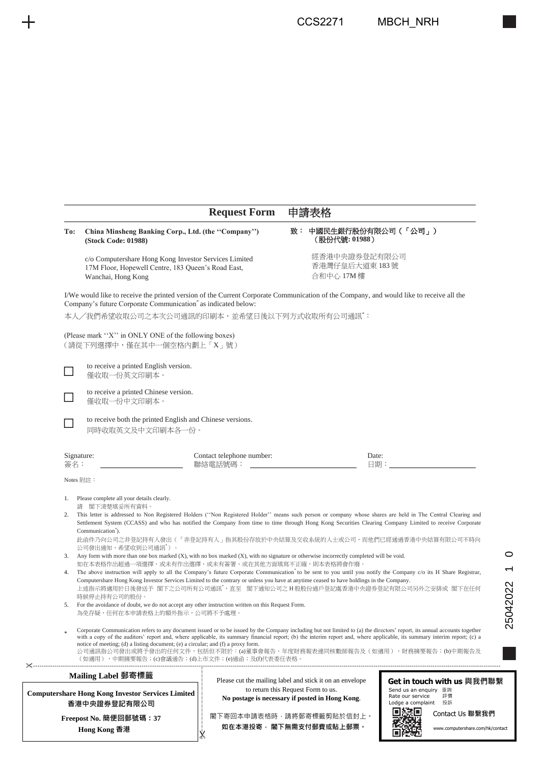# Request Form 申請表格

**To: China Minsheng Banking Corp., Ltd. (the "Company") (Stock Code: 01988)**

c/o Computershare Hong Kong Investor Services Limited
17M Floor, Hopewell Centre, 183 Queen's Road East,
Wanchai, Hong Kong

**致： 中國民生銀行股份有限公司（「公司」）（股份代號: 01988）**

經香港中央證券登記有限公司
香港灣仔皇后大道東 183 號
合和中心 17M 樓

I/We would like to receive the printed version of the Current Corporate Communication of the Company, and would like to receive all the Company's future Corporate Communication* as indicated below:

本人／我們希望收取公司之本次公司通訊的印刷本，並希望日後以下列方式收取所有公司通訊*：

(Please mark "X" in ONLY ONE of the following boxes)
（請從下列選擇中，僅在其中一個空格內劃上「X」號）

☐ to receive a printed English version.
僅收取一份英文印刷本。

☐ to receive a printed Chinese version.
僅收取一份中文印刷本。

☐ to receive both the printed English and Chinese versions.
同時收取英文及中文印刷本各一份。

Signature: 簽名：________ Contact telephone number: 聯絡電話號碼：________ Date: 日期：________

Notes 附註：

1. Please complete all your details clearly.
   請 閣下清楚填妥所有資料。
2. This letter is addressed to Non Registered Holders ("Non Registered Holder" means such person or company whose shares are held in The Central Clearing and Settlement System (CCASS) and who has notified the Company from time to time through Hong Kong Securities Clearing Company Limited to receive Corporate Communication*).
   此函件乃向公司之非登記持有人發出（「非登記持有人」指其股份存放於中央結算及交收系統的人士或公司，而他們已經通過香港中央結算有限公司不時向公司發出通知，希望收到公司通訊*）。
3. Any form with more than one box marked (X), with no box marked (X), with no signature or otherwise incorrectly completed will be void.
   如在本表格作出超過一項選擇、或未有作出選擇、或未有簽署、或在其他方面填寫不正確，則本表格將會作廢。
4. The above instruction will apply to all the Company's future Corporate Communication* to be sent to you until you notify the Company c/o its H Share Registrar, Computershare Hong Kong Investor Services Limited to the contrary or unless you have at anytime ceased to have holdings in the Company.
   上述指示將適用於日後發送予 閣下之公司所有公司通訊*，直至 閣下通知公司之 H 股股份過戶登記處香港中央證券登記有限公司另外之安排或 閣下在任何時候停止持有公司的股份。
5. For the avoidance of doubt, we do not accept any other instruction written on this Request Form.
   為免存疑，任何在本申請表格上的額外指示，公司將不予處理。

\* Corporate Communication refers to any document issued or to be issued by the Company including but not limited to (a) the directors' report, its annual accounts together with a copy of the auditors' report and, where applicable, its summary financial report; (b) the interim report and, where applicable, its summary interim report; (c) a notice of meeting; (d) a listing document; (e) a circular; and (f) a proxy form.
公司通訊指公司發出或將予發出的任何文件，包括但不限於：(a)董事會報告、年度財務報表連同核數師報告及（如適用），財務摘要報告；(b)中期報告及（如適用），中期摘要報告；(c)會議通告；(d)上市文件；(e)通函；及(f)代表委任表格。

---

**Mailing Label 郵寄標籤**

**Computershare Hong Kong Investor Services Limited**
**香港中央證券登記有限公司**
**Freepost No. 簡便回郵號碼：37**
**Hong Kong 香港**

Please cut the mailing label and stick it on an envelope to return this Request Form to us.
**No postage is necessary if posted in Hong Kong.**

閣下寄回本申請表格時，請將郵寄標籤剪貼於信封上。
**如在本港投寄， 閣下無需支付郵費或貼上郵票。**

**Get in touch with us 與我們聯繫**
Send us an enquiry 垂詢
Rate our service 評價
Lodge a complaint 投訴
Contact Us 聯繫我們
www.computershare.com/hk/contact